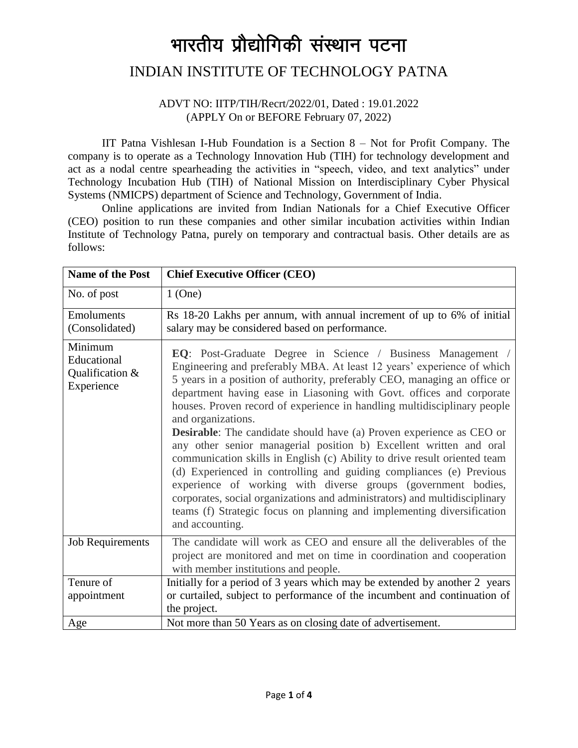# भारतीय प्रौद्योगिकी संस्थान पटना

## INDIAN INSTITUTE OF TECHNOLOGY PATNA

ADVT NO: IITP/TIH/Recrt/2022/01, Dated : 19.01.2022
(APPLY On or BEFORE February 07, 2022)

IIT Patna Vishlesan I-Hub Foundation is a Section 8 – Not for Profit Company. The company is to operate as a Technology Innovation Hub (TIH) for technology development and act as a nodal centre spearheading the activities in "speech, video, and text analytics" under Technology Incubation Hub (TIH) of National Mission on Interdisciplinary Cyber Physical Systems (NMICPS) department of Science and Technology, Government of India.

Online applications are invited from Indian Nationals for a Chief Executive Officer (CEO) position to run these companies and other similar incubation activities within Indian Institute of Technology Patna, purely on temporary and contractual basis. Other details are as follows:

| **Name of the Post** | **Chief Executive Officer (CEO)** |
|---|---|
| No. of post | 1 (One) |
| Emoluments (Consolidated) | Rs 18-20 Lakhs per annum, with annual increment of up to 6% of initial salary may be considered based on performance. |
| Minimum Educational Qualification & Experience | **EQ**: Post-Graduate Degree in Science / Business Management / Engineering and preferably MBA. At least 12 years' experience of which 5 years in a position of authority, preferably CEO, managing an office or department having ease in Liasoning with Govt. offices and corporate houses. Proven record of experience in handling multidisciplinary people and organizations.<br>**Desirable**: The candidate should have (a) Proven experience as CEO or any other senior managerial position b) Excellent written and oral communication skills in English (c) Ability to drive result oriented team (d) Experienced in controlling and guiding compliances (e) Previous experience of working with diverse groups (government bodies, corporates, social organizations and administrators) and multidisciplinary teams (f) Strategic focus on planning and implementing diversification and accounting. |
| Job Requirements | The candidate will work as CEO and ensure all the deliverables of the project are monitored and met on time in coordination and cooperation with member institutions and people. |
| Tenure of appointment | Initially for a period of 3 years which may be extended by another 2 years or curtailed, subject to performance of the incumbent and continuation of the project. |
| Age | Not more than 50 Years as on closing date of advertisement. |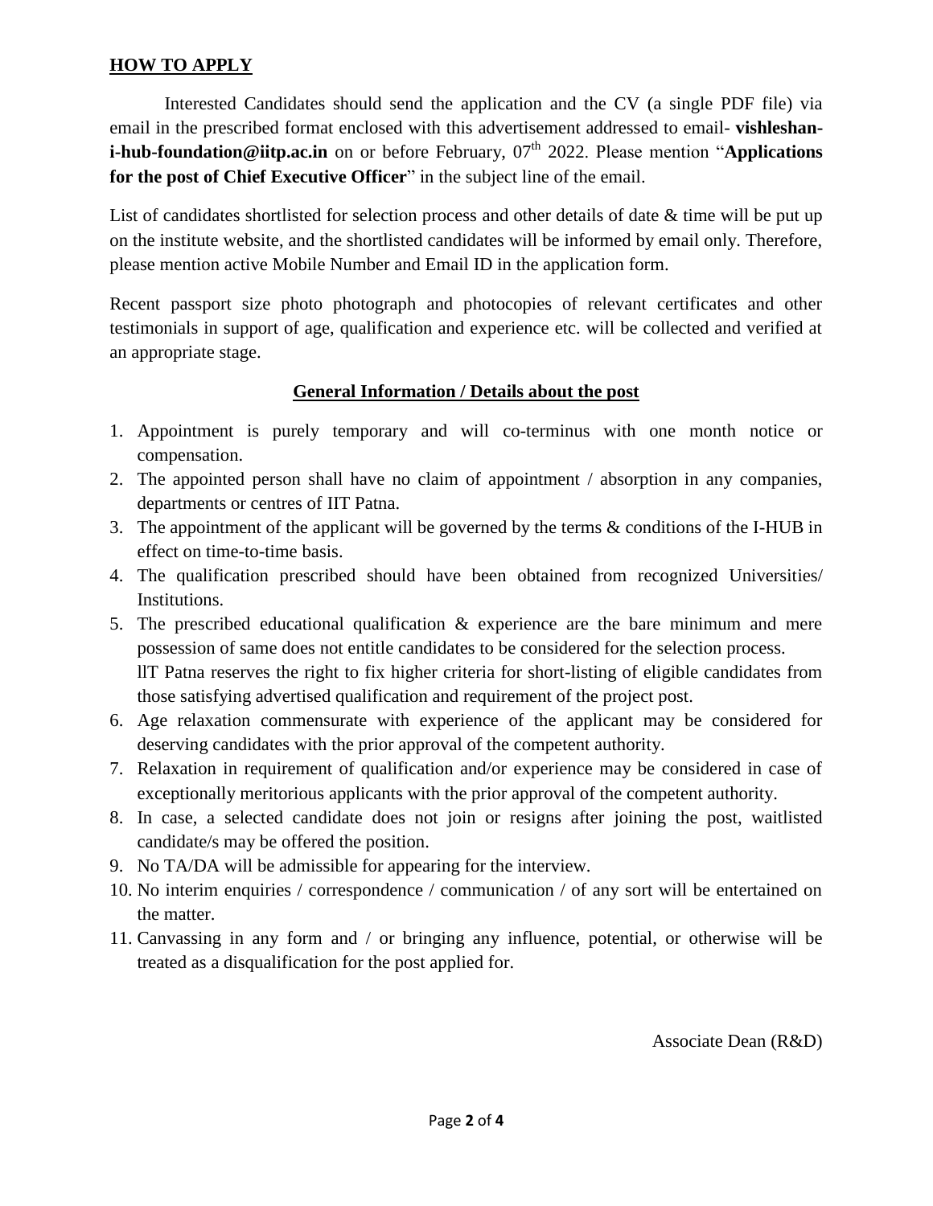## **HOW TO APPLY**

Interested Candidates should send the application and the CV (a single PDF file) via email in the prescribed format enclosed with this advertisement addressed to email- **vishleshan-i-hub-foundation@iitp.ac.in** on or before February, 07th 2022. Please mention "**Applications for the post of Chief Executive Officer**" in the subject line of the email.

List of candidates shortlisted for selection process and other details of date & time will be put up on the institute website, and the shortlisted candidates will be informed by email only. Therefore, please mention active Mobile Number and Email ID in the application form.

Recent passport size photo photograph and photocopies of relevant certificates and other testimonials in support of age, qualification and experience etc. will be collected and verified at an appropriate stage.

### **General Information / Details about the post**

1. Appointment is purely temporary and will co-terminus with one month notice or compensation.
2. The appointed person shall have no claim of appointment / absorption in any companies, departments or centres of IIT Patna.
3. The appointment of the applicant will be governed by the terms & conditions of the I-HUB in effect on time-to-time basis.
4. The qualification prescribed should have been obtained from recognized Universities/ Institutions.
5. The prescribed educational qualification & experience are the bare minimum and mere possession of same does not entitle candidates to be considered for the selection process.
   llT Patna reserves the right to fix higher criteria for short-listing of eligible candidates from those satisfying advertised qualification and requirement of the project post.
6. Age relaxation commensurate with experience of the applicant may be considered for deserving candidates with the prior approval of the competent authority.
7. Relaxation in requirement of qualification and/or experience may be considered in case of exceptionally meritorious applicants with the prior approval of the competent authority.
8. In case, a selected candidate does not join or resigns after joining the post, waitlisted candidate/s may be offered the position.
9. No TA/DA will be admissible for appearing for the interview.
10. No interim enquiries / correspondence / communication / of any sort will be entertained on the matter.
11. Canvassing in any form and / or bringing any influence, potential, or otherwise will be treated as a disqualification for the post applied for.

Associate Dean (R&D)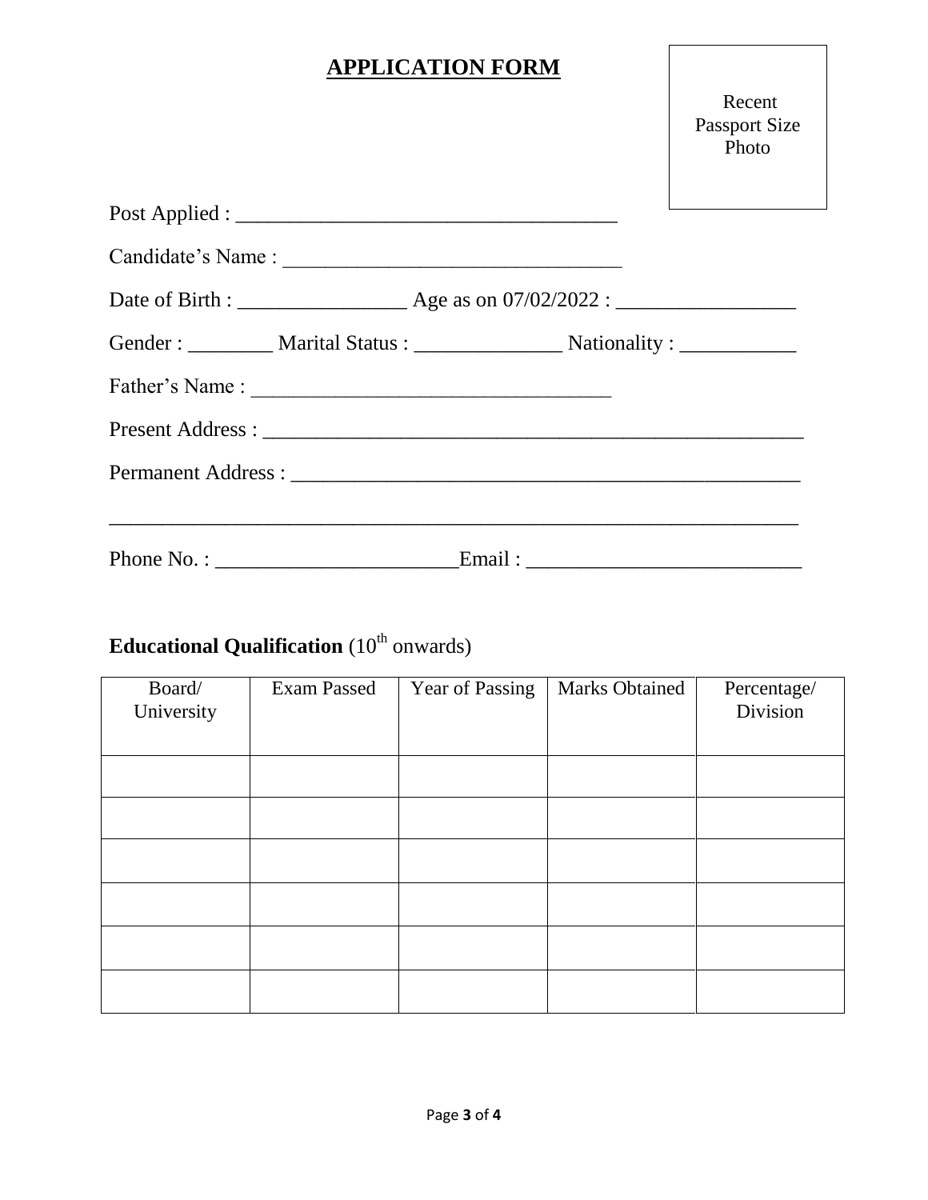# APPLICATION FORM

Recent Passport Size Photo

Post Applied : ____________________________________

Candidate's Name : ________________________________

Date of Birth : ________________ Age as on 07/02/2022 : _________________

Gender : ________ Marital Status : ______________ Nationality : ___________

Father's Name : __________________________________

Present Address : ___________________________________________________

Permanent Address : ________________________________________________

_________________________________________________________________

Phone No. : _______________________Email : __________________________

**Educational Qualification** (10th onwards)

| Board/ University | Exam Passed | Year of Passing | Marks Obtained | Percentage/ Division |
|---|---|---|---|---|
| | | | | |
| | | | | |
| | | | | |
| | | | | |
| | | | | |
| | | | | |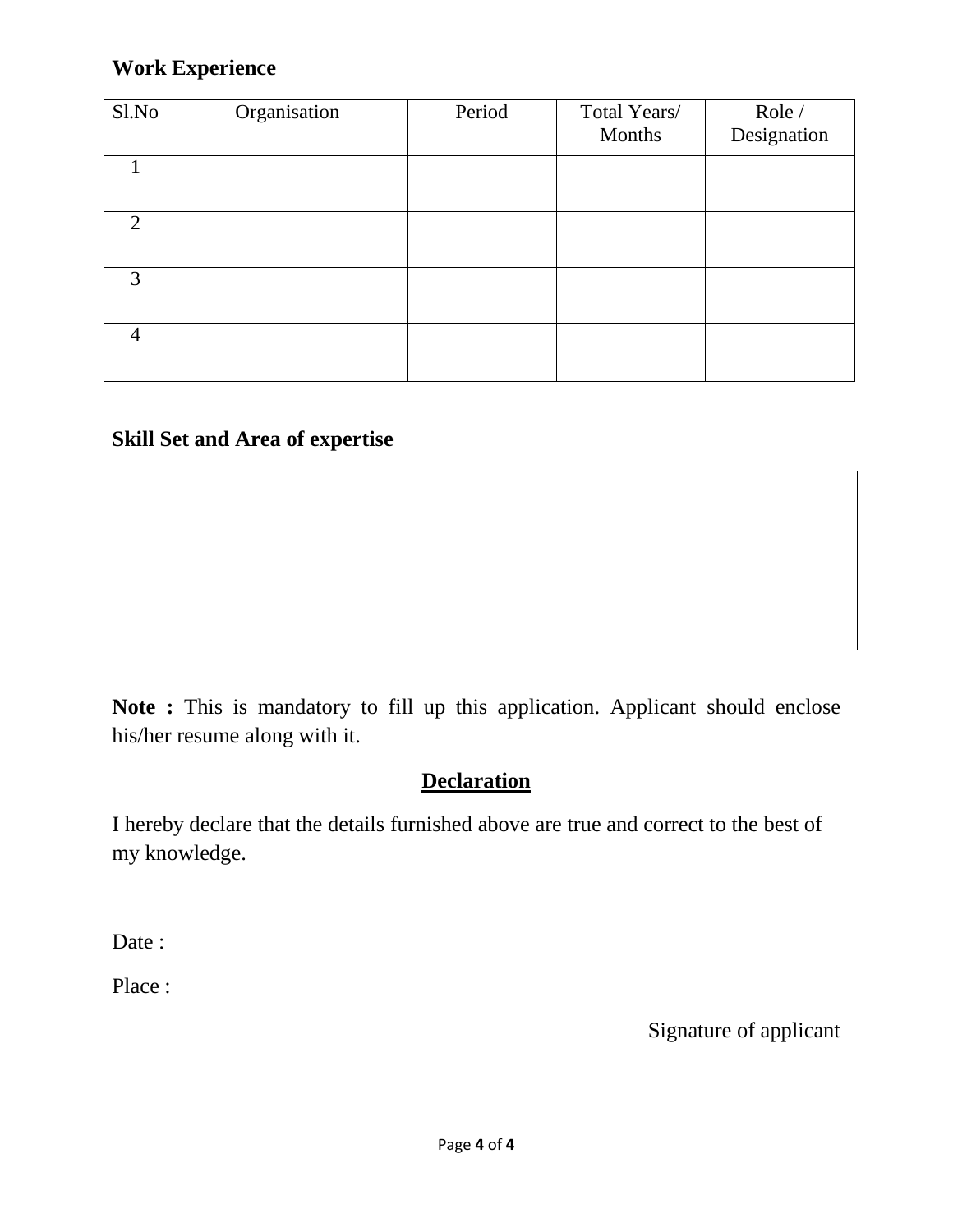**Work Experience**

| Sl.No | Organisation | Period | Total Years/ Months | Role / Designation |
|---|---|---|---|---|
| 1 | | | | |
| 2 | | | | |
| 3 | | | | |
| 4 | | | | |

**Skill Set and Area of expertise**

| |
|---|
| |

**Note :** This is mandatory to fill up this application. Applicant should enclose his/her resume along with it.

**<u>Declaration</u>**

I hereby declare that the details furnished above are true and correct to the best of my knowledge.

Date :

Place :

Signature of applicant